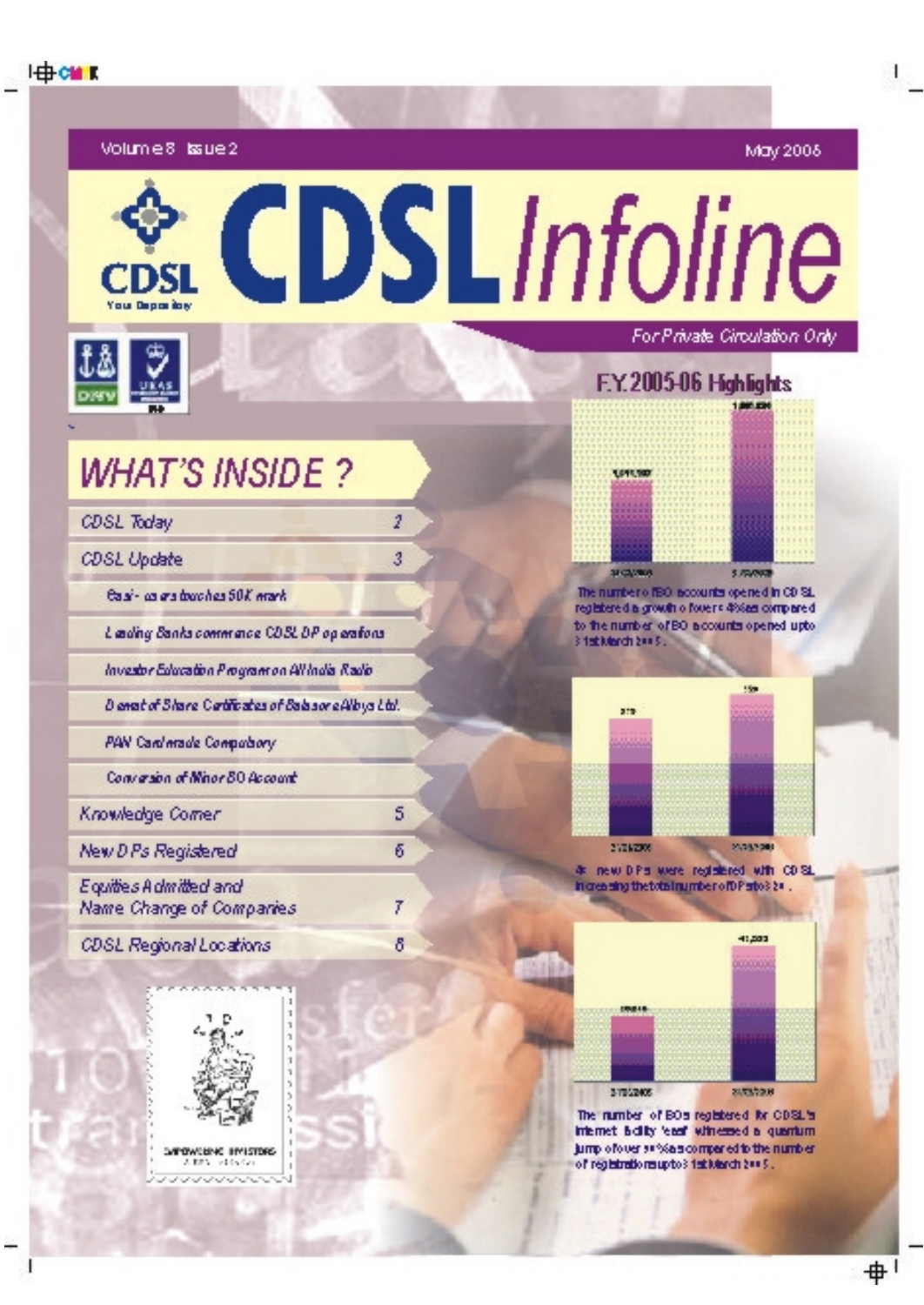Volume 8 Issue 2 — May 2006

# CDSL Infoline

CDSL Your Depository

*For Private Circulation Only*

## WHAT'S INSIDE ?

| | |
|---|---|
| CDSL Today | 2 |
| CDSL Update | 3 |
| Easi- users touches 50K mark | |
| Leading Banks commence CDSL DP operations | |
| Investor Education Program on All India Radio | |
| Demat of Share Certificates of Balasore Alloys Ltd. | |
| PAN Card made Compulsory | |
| Conversion of Minor BO Account | |
| Knowledge Corner | 5 |
| New DPs Registered | 6 |
| Equities Admitted and Name Change of Companies | 7 |
| CDSL Regional Locations | 8 |

## F.Y. 2005-06 Highlights

The number of BO accounts opened in CDSL registered a growth of over 84% as compared to the number of BO accounts opened upto 31st March 2005.

48 new DPs were registered with CDSL increasing the total number of DPs to 328.

The number of BOs registered for CDSL's internet facility 'easi' witnessed a quantum jump of over 300% as compared to the number of registrations upto 31st March 2005.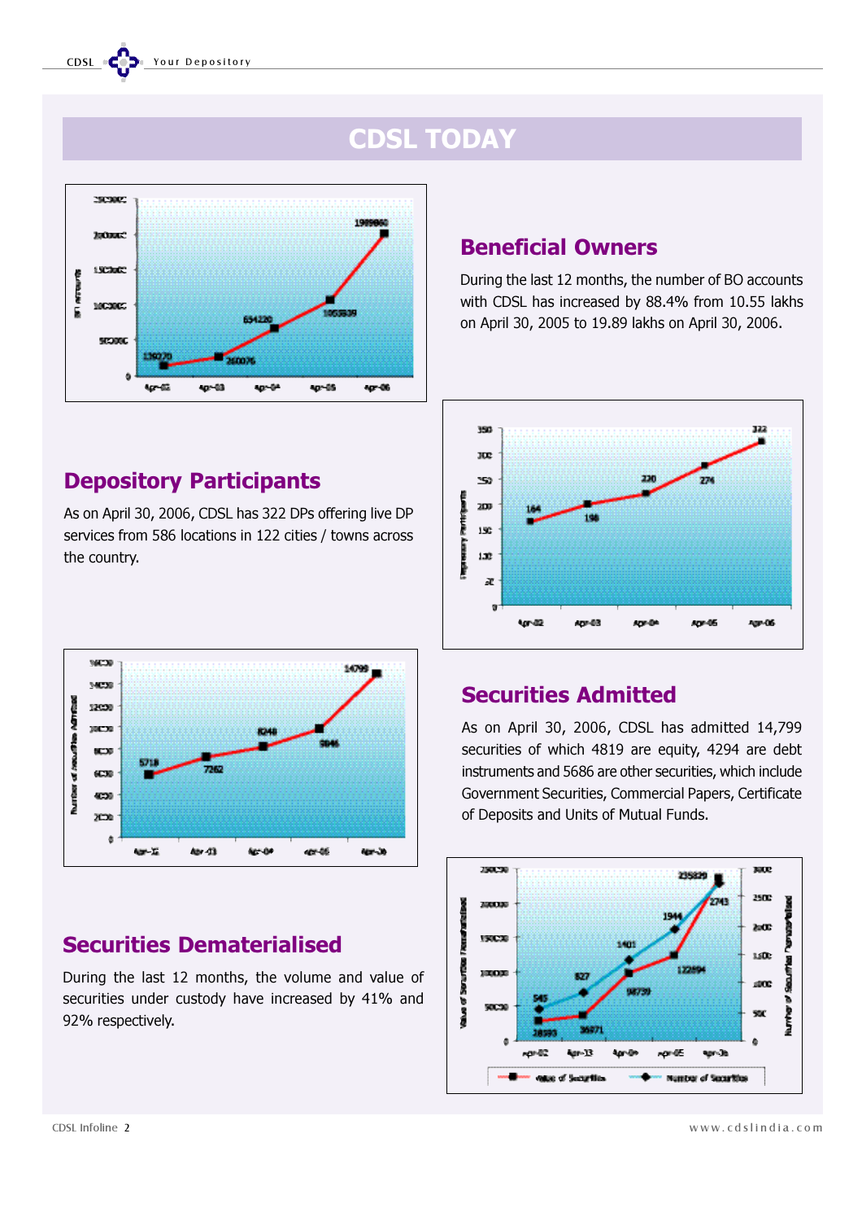# CDSL TODAY

## Beneficial Owners

During the last 12 months, the number of BO accounts with CDSL has increased by 88.4% from 10.55 lakhs on April 30, 2005 to 19.89 lakhs on April 30, 2006.

## Depository Participants

As on April 30, 2006, CDSL has 322 DPs offering live DP services from 586 locations in 122 cities / towns across the country.

## Securities Admitted

As on April 30, 2006, CDSL has admitted 14,799 securities of which 4819 are equity, 4294 are debt instruments and 5686 are other securities, which include Government Securities, Commercial Papers, Certificate of Deposits and Units of Mutual Funds.

## Securities Dematerialised

During the last 12 months, the volume and value of securities under custody have increased by 41% and 92% respectively.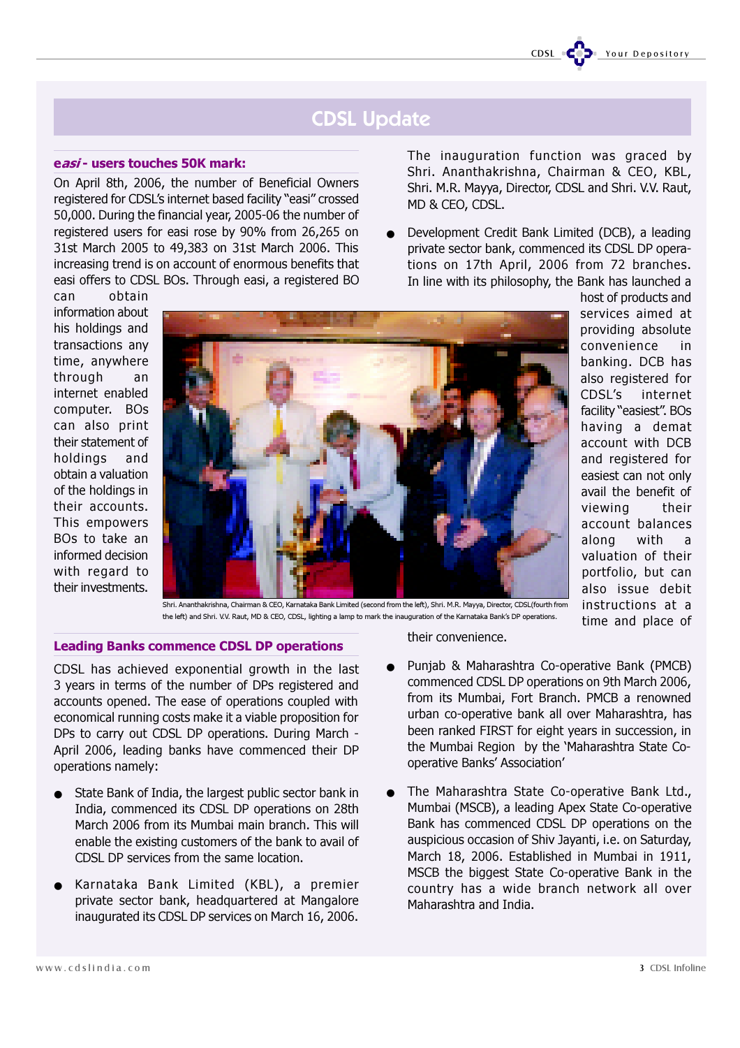# CDSL Update

## *easi* - users touches 50K mark:

On April 8th, 2006, the number of Beneficial Owners registered for CDSL's internet based facility "easi" crossed 50,000. During the financial year, 2005-06 the number of registered users for easi rose by 90% from 26,265 on 31st March 2005 to 49,383 on 31st March 2006. This increasing trend is on account of enormous benefits that easi offers to CDSL BOs. Through easi, a registered BO can obtain information about his holdings and transactions any time, anywhere through an internet enabled computer. BOs can also print their statement of holdings and obtain a valuation of the holdings in their accounts. This empowers BOs to take an informed decision with regard to their investments.

Shri. Ananthakrishna, Chairman & CEO, Karnataka Bank Limited (second from the left), Shri. M.R. Mayya, Director, CDSL(fourth from the left) and Shri. V.V. Raut, MD & CEO, CDSL, lighting a lamp to mark the inauguration of the Karnataka Bank's DP operations.

## Leading Banks commence CDSL DP operations

CDSL has achieved exponential growth in the last 3 years in terms of the number of DPs registered and accounts opened. The ease of operations coupled with economical running costs make it a viable proposition for DPs to carry out CDSL DP operations. During March - April 2006, leading banks have commenced their DP operations namely:

- State Bank of India, the largest public sector bank in India, commenced its CDSL DP operations on 28th March 2006 from its Mumbai main branch. This will enable the existing customers of the bank to avail of CDSL DP services from the same location.

- Karnataka Bank Limited (KBL), a premier private sector bank, headquartered at Mangalore inaugurated its CDSL DP services on March 16, 2006.

  The inauguration function was graced by Shri. Ananthakrishna, Chairman & CEO, KBL, Shri. M.R. Mayya, Director, CDSL and Shri. V.V. Raut, MD & CEO, CDSL.

- Development Credit Bank Limited (DCB), a leading private sector bank, commenced its CDSL DP operations on 17th April, 2006 from 72 branches. In line with its philosophy, the Bank has launched a host of products and services aimed at providing absolute convenience in banking. DCB has also registered for CDSL's internet facility "easiest". BOs having a demat account with DCB and registered for easiest can not only avail the benefit of viewing their account balances along with a valuation of their portfolio, but can also issue debit instructions at a time and place of their convenience.

- Punjab & Maharashtra Co-operative Bank (PMCB) commenced CDSL DP operations on 9th March 2006, from its Mumbai, Fort Branch. PMCB a renowned urban co-operative bank all over Maharashtra, has been ranked FIRST for eight years in succession, in the Mumbai Region by the 'Maharashtra State Co-operative Banks' Association'

- The Maharashtra State Co-operative Bank Ltd., Mumbai (MSCB), a leading Apex State Co-operative Bank has commenced CDSL DP operations on the auspicious occasion of Shiv Jayanti, i.e. on Saturday, March 18, 2006. Established in Mumbai in 1911, MSCB the biggest State Co-operative Bank in the country has a wide branch network all over Maharashtra and India.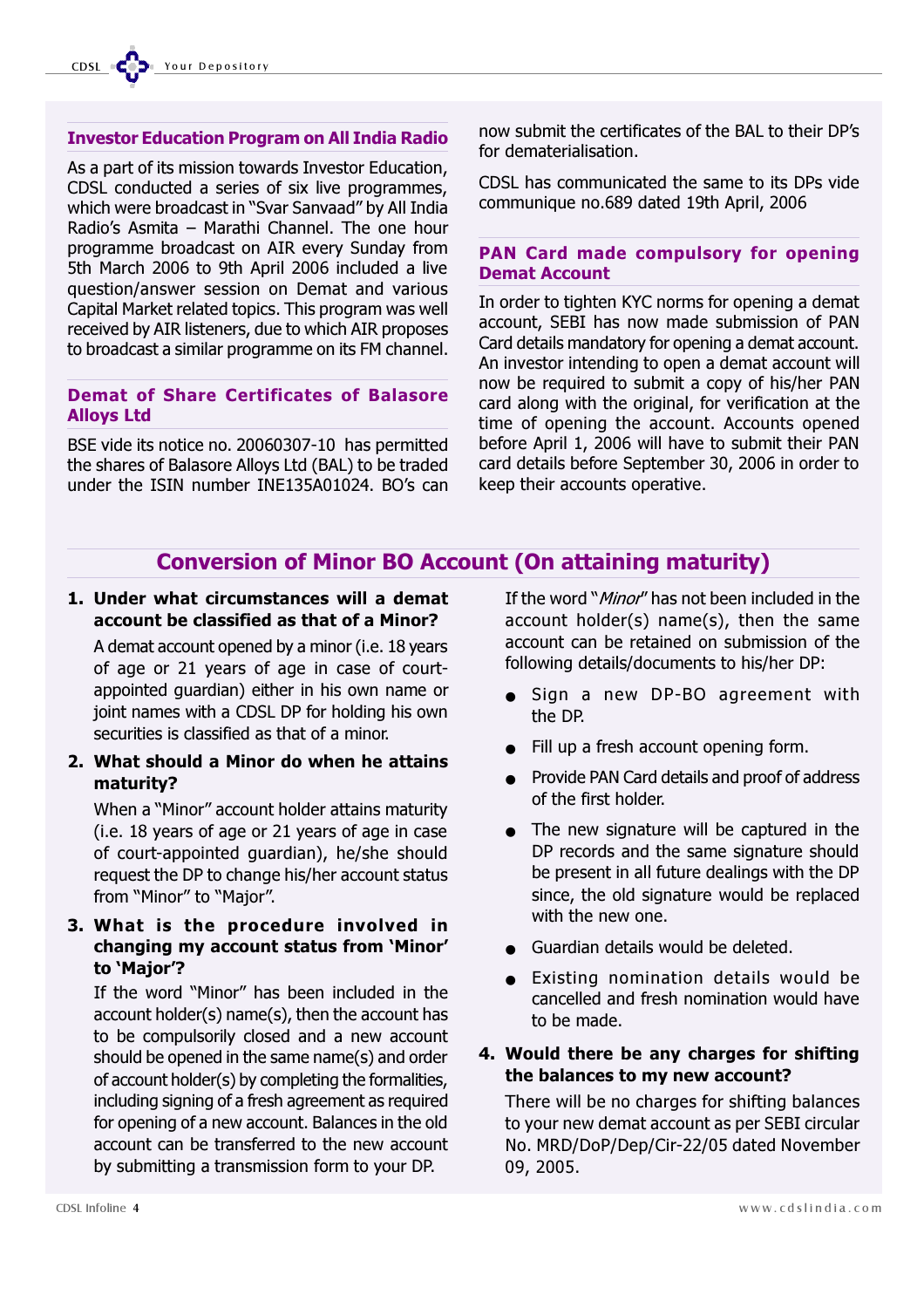## Investor Education Program on All India Radio

As a part of its mission towards Investor Education, CDSL conducted a series of six live programmes, which were broadcast in "Svar Sanvaad" by All India Radio's Asmita – Marathi Channel. The one hour programme broadcast on AIR every Sunday from 5th March 2006 to 9th April 2006 included a live question/answer session on Demat and various Capital Market related topics. This program was well received by AIR listeners, due to which AIR proposes to broadcast a similar programme on its FM channel.

## Demat of Share Certificates of Balasore Alloys Ltd

BSE vide its notice no. 20060307-10 has permitted the shares of Balasore Alloys Ltd (BAL) to be traded under the ISIN number INE135A01024. BO's can now submit the certificates of the BAL to their DP's for dematerialisation.

CDSL has communicated the same to its DPs vide communique no.689 dated 19th April, 2006

## PAN Card made compulsory for opening Demat Account

In order to tighten KYC norms for opening a demat account, SEBI has now made submission of PAN Card details mandatory for opening a demat account. An investor intending to open a demat account will now be required to submit a copy of his/her PAN card along with the original, for verification at the time of opening the account. Accounts opened before April 1, 2006 will have to submit their PAN card details before September 30, 2006 in order to keep their accounts operative.

# Conversion of Minor BO Account (On attaining maturity)

**1. Under what circumstances will a demat account be classified as that of a Minor?**

A demat account opened by a minor (i.e. 18 years of age or 21 years of age in case of court-appointed guardian) either in his own name or joint names with a CDSL DP for holding his own securities is classified as that of a minor.

**2. What should a Minor do when he attains maturity?**

When a "Minor" account holder attains maturity (i.e. 18 years of age or 21 years of age in case of court-appointed guardian), he/she should request the DP to change his/her account status from "Minor" to "Major".

**3. What is the procedure involved in changing my account status from 'Minor' to 'Major'?**

If the word "Minor" has been included in the account holder(s) name(s), then the account has to be compulsorily closed and a new account should be opened in the same name(s) and order of account holder(s) by completing the formalities, including signing of a fresh agreement as required for opening of a new account. Balances in the old account can be transferred to the new account by submitting a transmission form to your DP.

If the word "*Minor*" has not been included in the account holder(s) name(s), then the same account can be retained on submission of the following details/documents to his/her DP:

- Sign a new DP-BO agreement with the DP.
- Fill up a fresh account opening form.
- Provide PAN Card details and proof of address of the first holder.
- The new signature will be captured in the DP records and the same signature should be present in all future dealings with the DP since, the old signature would be replaced with the new one.
- Guardian details would be deleted.
- Existing nomination details would be cancelled and fresh nomination would have to be made.

**4. Would there be any charges for shifting the balances to my new account?**

There will be no charges for shifting balances to your new demat account as per SEBI circular No. MRD/DoP/Dep/Cir-22/05 dated November 09, 2005.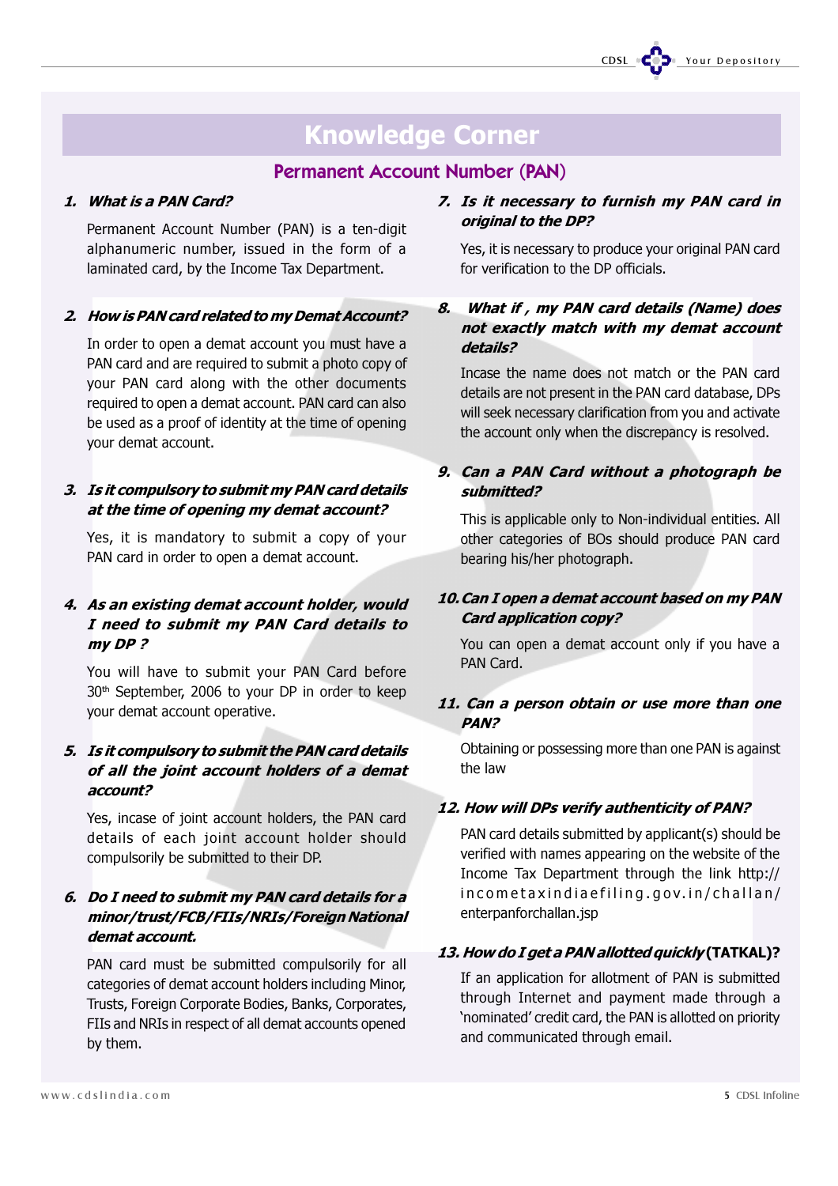# Knowledge Corner

## Permanent Account Number (PAN)

### 1. What is a PAN Card?

Permanent Account Number (PAN) is a ten-digit alphanumeric number, issued in the form of a laminated card, by the Income Tax Department.

### 2. How is PAN card related to my Demat Account?

In order to open a demat account you must have a PAN card and are required to submit a photo copy of your PAN card along with the other documents required to open a demat account. PAN card can also be used as a proof of identity at the time of opening your demat account.

### 3. Is it compulsory to submit my PAN card details at the time of opening my demat account?

Yes, it is mandatory to submit a copy of your PAN card in order to open a demat account.

### 4. As an existing demat account holder, would I need to submit my PAN Card details to my DP ?

You will have to submit your PAN Card before 30th September, 2006 to your DP in order to keep your demat account operative.

### 5. Is it compulsory to submit the PAN card details of all the joint account holders of a demat account?

Yes, incase of joint account holders, the PAN card details of each joint account holder should compulsorily be submitted to their DP.

### 6. Do I need to submit my PAN card details for a minor/trust/FCB/FIIs/NRIs/Foreign National demat account.

PAN card must be submitted compulsorily for all categories of demat account holders including Minor, Trusts, Foreign Corporate Bodies, Banks, Corporates, FIIs and NRIs in respect of all demat accounts opened by them.

### 7. Is it necessary to furnish my PAN card in original to the DP?

Yes, it is necessary to produce your original PAN card for verification to the DP officials.

### 8. What if , my PAN card details (Name) does not exactly match with my demat account details?

Incase the name does not match or the PAN card details are not present in the PAN card database, DPs will seek necessary clarification from you and activate the account only when the discrepancy is resolved.

### 9. Can a PAN Card without a photograph be submitted?

This is applicable only to Non-individual entities. All other categories of BOs should produce PAN card bearing his/her photograph.

### 10. Can I open a demat account based on my PAN Card application copy?

You can open a demat account only if you have a PAN Card.

### 11. Can a person obtain or use more than one PAN?

Obtaining or possessing more than one PAN is against the law

### 12. How will DPs verify authenticity of PAN?

PAN card details submitted by applicant(s) should be verified with names appearing on the website of the Income Tax Department through the link http://incometaxindiaefiling.gov.in/challan/enterpanforchallan.jsp

### 13. How do I get a PAN allotted quickly (TATKAL)?

If an application for allotment of PAN is submitted through Internet and payment made through a 'nominated' credit card, the PAN is allotted on priority and communicated through email.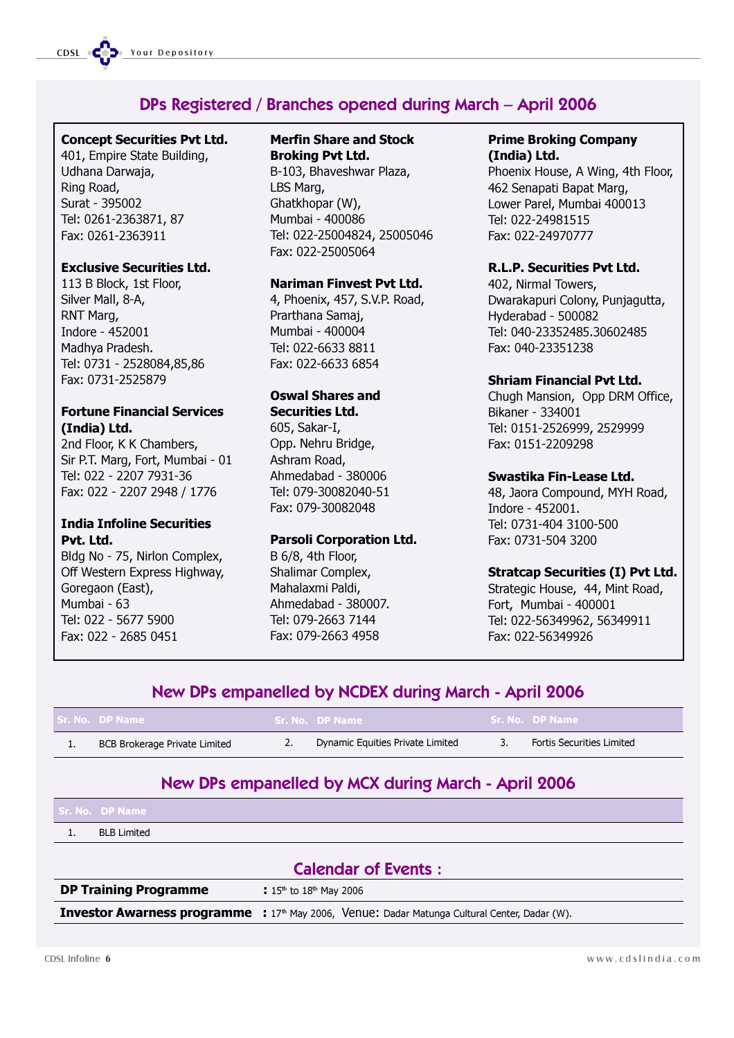## DPs Registered / Branches opened during March – April 2006

**Concept Securities Pvt Ltd.**
401, Empire State Building,
Udhana Darwaja,
Ring Road,
Surat - 395002
Tel: 0261-2363871, 87
Fax: 0261-2363911

**Exclusive Securities Ltd.**
113 B Block, 1st Floor,
Silver Mall, 8-A,
RNT Marg,
Indore - 452001
Madhya Pradesh.
Tel: 0731 - 2528084,85,86
Fax: 0731-2525879

**Fortune Financial Services (India) Ltd.**
2nd Floor, K K Chambers,
Sir P.T. Marg, Fort, Mumbai - 01
Tel: 022 - 2207 7931-36
Fax: 022 - 2207 2948 / 1776

**India Infoline Securities Pvt. Ltd.**
Bldg No - 75, Nirlon Complex,
Off Western Express Highway,
Goregaon (East),
Mumbai - 63
Tel: 022 - 5677 5900
Fax: 022 - 2685 0451

**Merfin Share and Stock Broking Pvt Ltd.**
B-103, Bhaveshwar Plaza,
LBS Marg,
Ghatkhopar (W),
Mumbai - 400086
Tel: 022-25004824, 25005046
Fax: 022-25005064

**Nariman Finvest Pvt Ltd.**
4, Phoenix, 457, S.V.P. Road,
Prarthana Samaj,
Mumbai - 400004
Tel: 022-6633 8811
Fax: 022-6633 6854

**Oswal Shares and Securities Ltd.**
605, Sakar-I,
Opp. Nehru Bridge,
Ashram Road,
Ahmedabad - 380006
Tel: 079-30082040-51
Fax: 079-30082048

**Parsoli Corporation Ltd.**
B 6/8, 4th Floor,
Shalimar Complex,
Mahalaxmi Paldi,
Ahmedabad - 380007.
Tel: 079-2663 7144
Fax: 079-2663 4958

**Prime Broking Company (India) Ltd.**
Phoenix House, A Wing, 4th Floor,
462 Senapati Bapat Marg,
Lower Parel, Mumbai 400013
Tel: 022-24981515
Fax: 022-24970777

**R.L.P. Securities Pvt Ltd.**
402, Nirmal Towers,
Dwarakapuri Colony, Punjagutta,
Hyderabad - 500082
Tel: 040-23352485.30602485
Fax: 040-23351238

**Shriam Financial Pvt Ltd.**
Chugh Mansion, Opp DRM Office,
Bikaner - 334001
Tel: 0151-2526999, 2529999
Fax: 0151-2209298

**Swastika Fin-Lease Ltd.**
48, Jaora Compound, MYH Road,
Indore - 452001.
Tel: 0731-404 3100-500
Fax: 0731-504 3200

**Stratcap Securities (I) Pvt Ltd.**
Strategic House, 44, Mint Road,
Fort, Mumbai - 400001
Tel: 022-56349962, 56349911
Fax: 022-56349926

## New DPs empanelled by NCDEX during March - April 2006

| Sr. No. | DP Name | Sr. No. | DP Name | Sr. No. | DP Name |
|---|---|---|---|---|---|
| 1. | BCB Brokerage Private Limited | 2. | Dynamic Equities Private Limited | 3. | Fortis Securities Limited |

## New DPs empanelled by MCX during March - April 2006

| Sr. No. | DP Name |
|---|---|
| 1. | BLB Limited |

## Calendar of Events :

| | |
|---|---|
| **DP Training Programme** | : 15th to 18th May 2006 |
| **Investor Awarness programme** | : 17th May 2006, Venue: Dadar Matunga Cultural Center, Dadar (W). |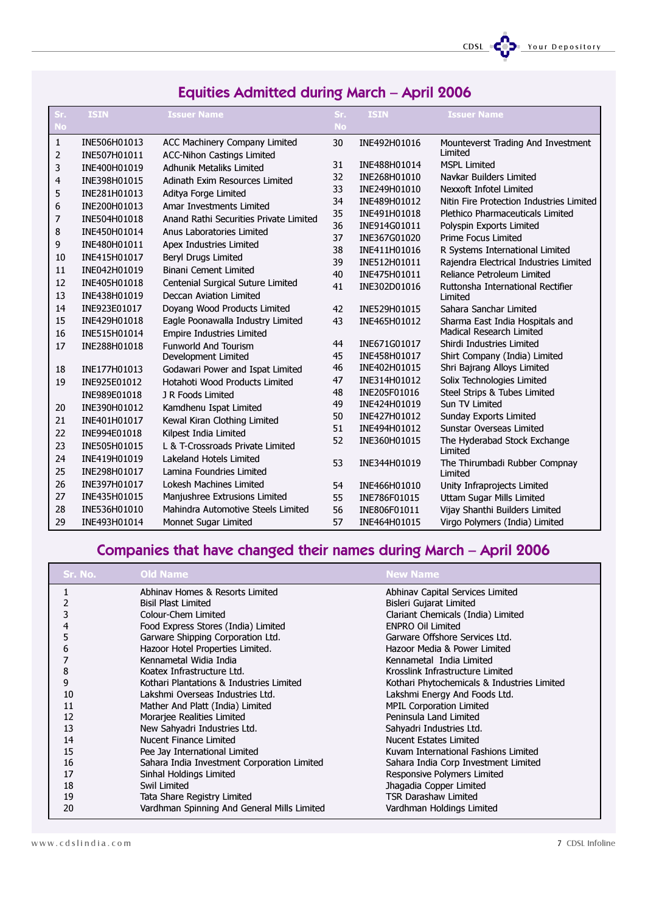## Equities Admitted during March – April 2006

| Sr. No | ISIN | Issuer Name | Sr. No | ISIN | Issuer Name |
|---|---|---|---|---|---|
| 1 | INE506H01013 | ACC Machinery Company Limited | 30 | INE492H01016 | Mounteverst Trading And Investment Limited |
| 2 | INE507H01011 | ACC-Nihon Castings Limited | 31 | INE488H01014 | MSPL Limited |
| 3 | INE400H01019 | Adhunik Metaliks Limited | 32 | INE268H01010 | Navkar Builders Limited |
| 4 | INE398H01015 | Adinath Exim Resources Limited | 33 | INE249H01010 | Nexxoft Infotel Limited |
| 5 | INE281H01013 | Aditya Forge Limited | 34 | INE489H01012 | Nitin Fire Protection Industries Limited |
| 6 | INE200H01013 | Amar Investments Limited | 35 | INE491H01018 | Plethico Pharmaceuticals Limited |
| 7 | INE504H01018 | Anand Rathi Securities Private Limited | 36 | INE914G01011 | Polyspin Exports Limited |
| 8 | INE450H01014 | Anus Laboratories Limited | 37 | INE367G01020 | Prime Focus Limited |
| 9 | INE480H01011 | Apex Industries Limited | 38 | INE411H01016 | R Systems International Limited |
| 10 | INE415H01017 | Beryl Drugs Limited | 39 | INE512H01011 | Rajendra Electrical Industries Limited |
| 11 | INE042H01019 | Binani Cement Limited | 40 | INE475H01011 | Reliance Petroleum Limited |
| 12 | INE405H01018 | Centenial Surgical Suture Limited | 41 | INE302D01016 | Ruttonsha International Rectifier Limited |
| 13 | INE438H01019 | Deccan Aviation Limited | 42 | INE529H01015 | Sahara Sanchar Limited |
| 14 | INE923E01017 | Doyang Wood Products Limited | 43 | INE465H01012 | Sharma East India Hospitals and Madical Research Limited |
| 15 | INE429H01018 | Eagle Poonawalla Industry Limited | 44 | INE671G01017 | Shirdi Industries Limited |
| 16 | INE515H01014 | Empire Industries Limited | 45 | INE458H01017 | Shirt Company (India) Limited |
| 17 | INE288H01018 | Funworld And Tourism Development Limited | 46 | INE402H01015 | Shri Bajrang Alloys Limited |
| 18 | INE177H01013 | Godawari Power and Ispat Limited | 47 | INE314H01012 | Solix Technologies Limited |
| 19 | INE925E01012 | Hotahoti Wood Products Limited | 48 | INE205F01016 | Steel Strips & Tubes Limited |
| | INE989E01018 | J R Foods Limited | 49 | INE424H01019 | Sun TV Limited |
| 20 | INE390H01012 | Kamdhenu Ispat Limited | 50 | INE427H01012 | Sunday Exports Limited |
| 21 | INE401H01017 | Kewal Kiran Clothing Limited | 51 | INE494H01012 | Sunstar Overseas Limited |
| 22 | INE994E01018 | Kilpest India Limited | 52 | INE360H01015 | The Hyderabad Stock Exchange Limited |
| 23 | INE505H01015 | L & T-Crossroads Private Limited | 53 | INE344H01019 | The Thirumbadi Rubber Compnay Limited |
| 24 | INE419H01019 | Lakeland Hotels Limited | 54 | INE466H01010 | Unity Infraprojects Limited |
| 25 | INE298H01017 | Lamina Foundries Limited | 55 | INE786F01015 | Uttam Sugar Mills Limited |
| 26 | INE397H01017 | Lokesh Machines Limited | 56 | INE806F01011 | Vijay Shanthi Builders Limited |
| 27 | INE435H01015 | Manjushree Extrusions Limited | 57 | INE464H01015 | Virgo Polymers (India) Limited |
| 28 | INE536H01010 | Mahindra Automotive Steels Limited | | | |
| 29 | INE493H01014 | Monnet Sugar Limited | | | |

## Companies that have changed their names during March – April 2006

| Sr. No. | Old Name | New Name |
|---|---|---|
| 1 | Abhinav Homes & Resorts Limited | Abhinav Capital Services Limited |
| 2 | Bisil Plast Limited | Bisleri Gujarat Limited |
| 3 | Colour-Chem Limited | Clariant Chemicals (India) Limited |
| 4 | Food Express Stores (India) Limited | ENPRO Oil Limited |
| 5 | Garware Shipping Corporation Ltd. | Garware Offshore Services Ltd. |
| 6 | Hazoor Hotel Properties Limited. | Hazoor Media & Power Limited |
| 7 | Kennametal Widia India | Kennametal India Limited |
| 8 | Koatex Infrastructure Ltd. | Krosslink Infrastructure Limited |
| 9 | Kothari Plantations & Industries Limited | Kothari Phytochemicals & Industries Limited |
| 10 | Lakshmi Overseas Industries Ltd. | Lakshmi Energy And Foods Ltd. |
| 11 | Mather And Platt (India) Limited | MPIL Corporation Limited |
| 12 | Morarjee Realities Limited | Peninsula Land Limited |
| 13 | New Sahyadri Industries Ltd. | Sahyadri Industries Ltd. |
| 14 | Nucent Finance Limited | Nucent Estates Limited |
| 15 | Pee Jay International Limited | Kuvam International Fashions Limited |
| 16 | Sahara India Investment Corporation Limited | Sahara India Corp Investment Limited |
| 17 | Sinhal Holdings Limited | Responsive Polymers Limited |
| 18 | Swil Limited | Jhagadia Copper Limited |
| 19 | Tata Share Registry Limited | TSR Darashaw Limited |
| 20 | Vardhman Spinning And General Mills Limited | Vardhman Holdings Limited |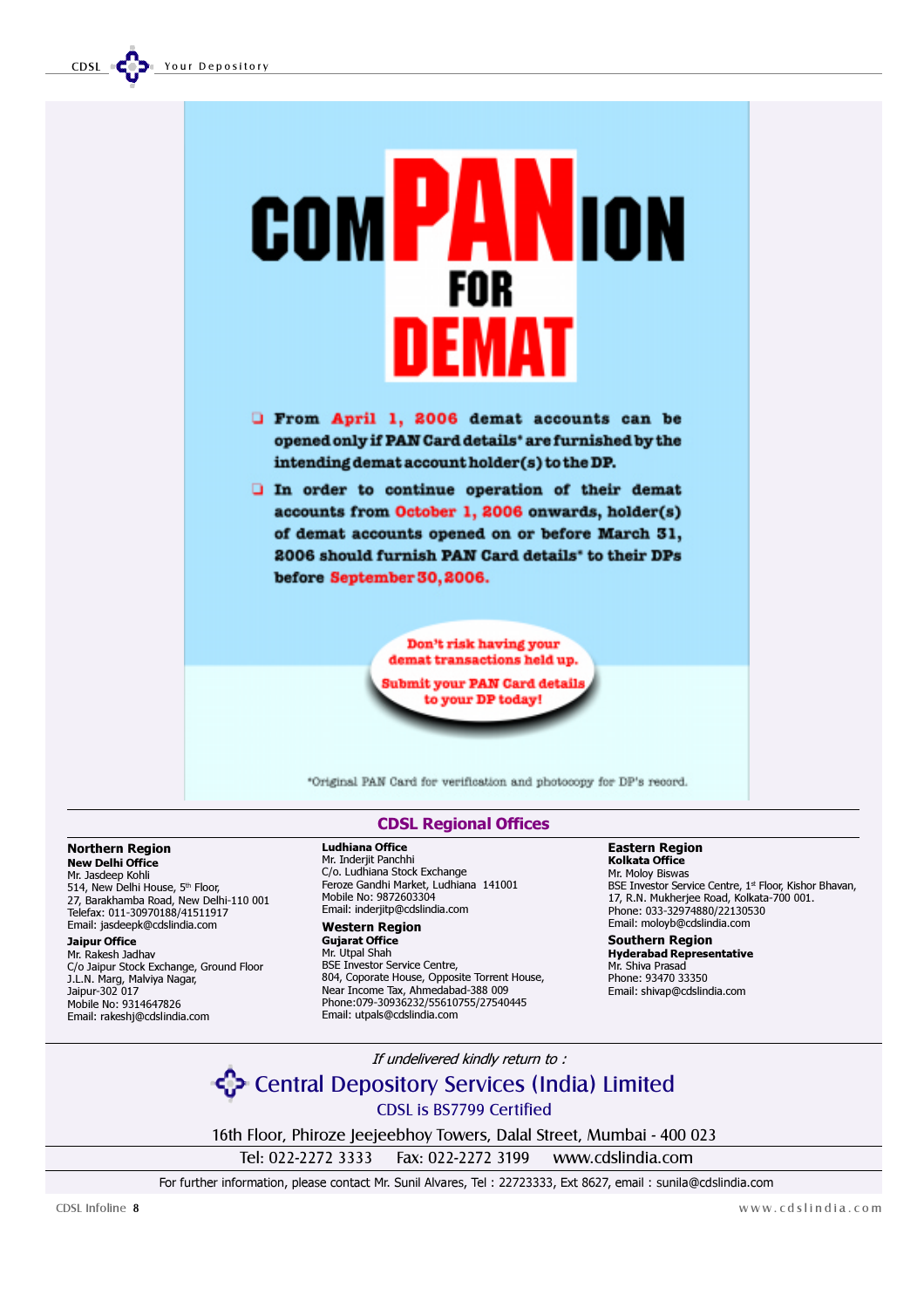# COMPANION FOR DEMAT

- From **April 1, 2006** demat accounts can be opened only if PAN Card details* are furnished by the intending demat account holder(s) to the DP.
- In order to continue operation of their demat accounts from **October 1, 2006** onwards, holder(s) of demat accounts opened on or before March 31, 2006 should furnish PAN Card details* to their DPs before **September 30, 2006.**

**Don't risk having your demat transactions held up.**

**Submit your PAN Card details to your DP today!**

*Original PAN Card for verification and photocopy for DP's record.

## CDSL Regional Offices

**Northern Region**
**New Delhi Office**
Mr. Jasdeep Kohli
514, New Delhi House, 5th Floor,
27, Barakhamba Road, New Delhi-110 001
Telefax: 011-30970188/41511917
Email: jasdeepk@cdslindia.com

**Jaipur Office**
Mr. Rakesh Jadhav
C/o Jaipur Stock Exchange, Ground Floor
J.L.N. Marg, Malviya Nagar,
Jaipur-302 017
Mobile No: 9314647826
Email: rakeshj@cdslindia.com

**Ludhiana Office**
Mr. Inderjit Panchhi
C/o. Ludhiana Stock Exchange
Feroze Gandhi Market, Ludhiana 141001
Mobile No: 9872603304
Email: inderjitp@cdslindia.com

**Western Region**
**Gujarat Office**
Mr. Utpal Shah
BSE Investor Service Centre,
804, Coporate House, Opposite Torrent House,
Near Income Tax, Ahmedabad-388 009
Phone:079-30936232/55610755/27540445
Email: utpals@cdslindia.com

**Eastern Region**
**Kolkata Office**
Mr. Moloy Biswas
BSE Investor Service Centre, 1st Floor, Kishor Bhavan,
17, R.N. Mukherjee Road, Kolkata-700 001.
Phone: 033-32974880/22130530
Email: moloyb@cdslindia.com

**Southern Region**
**Hyderabad Representative**
Mr. Shiva Prasad
Phone: 93470 33350
Email: shivap@cdslindia.com

*If undelivered kindly return to :*

**Central Depository Services (India) Limited**

CDSL is BS7799 Certified

16th Floor, Phiroze Jeejeebhoy Towers, Dalal Street, Mumbai - 400 023

Tel: 022-2272 3333 Fax: 022-2272 3199 www.cdslindia.com

For further information, please contact Mr. Sunil Alvares, Tel : 22723333, Ext 8627, email : sunila@cdslindia.com